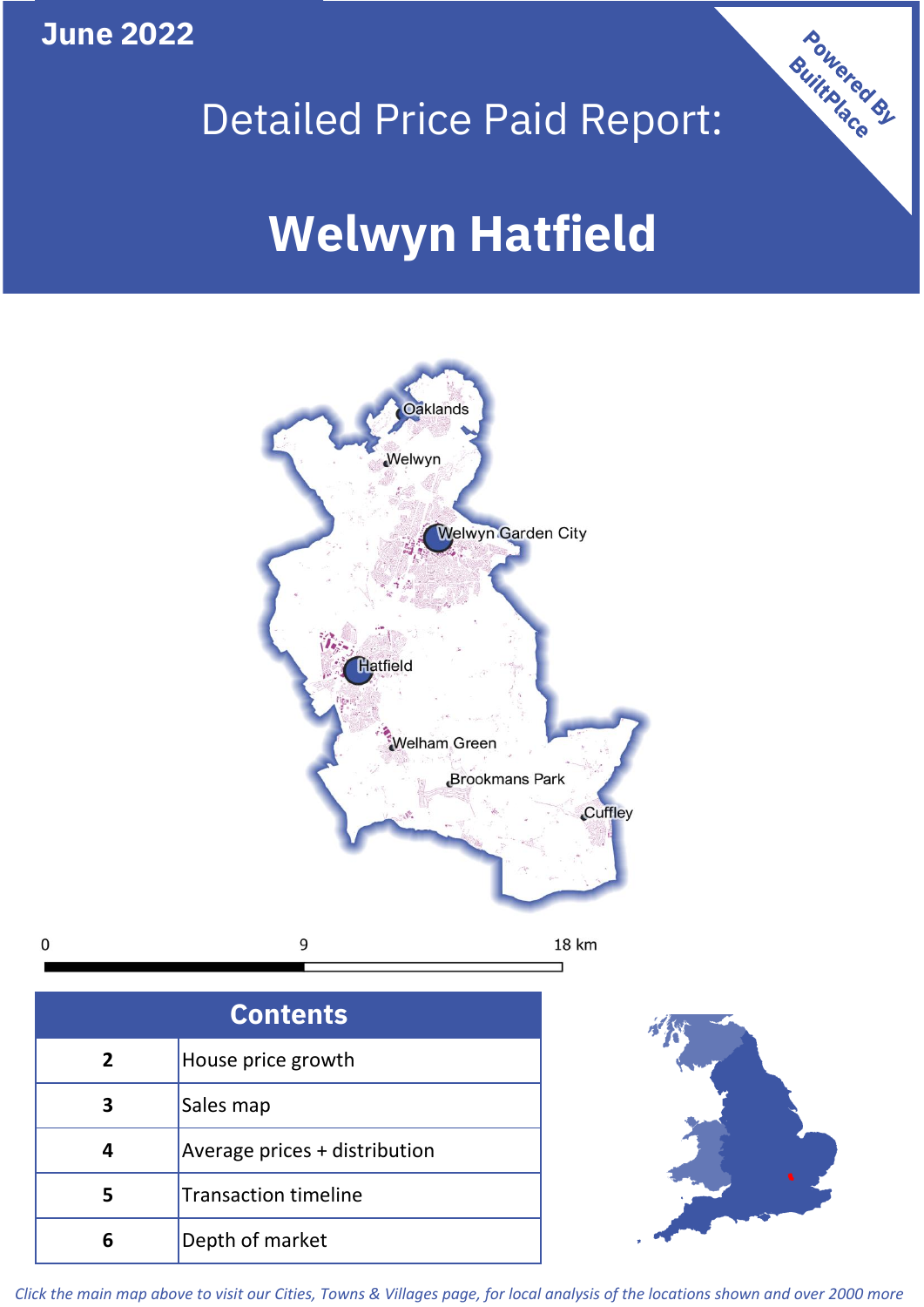June 2022

# Detailed Price Paid Report:

# Welwyn Hatfield

Powered By BuiltPlace

Oaklands
Welwyn
Welwyn Garden City
Hatfield
Welham Green
Brookmans Park
Cuffley

0 9 18 km

| Contents | |
|---|---|
| 2 | House price growth |
| 3 | Sales map |
| 4 | Average prices + distribution |
| 5 | Transaction timeline |
| 6 | Depth of market |

*Click the main map above to visit our Cities, Towns & Villages page, for local analysis of the locations shown and over 2000 more*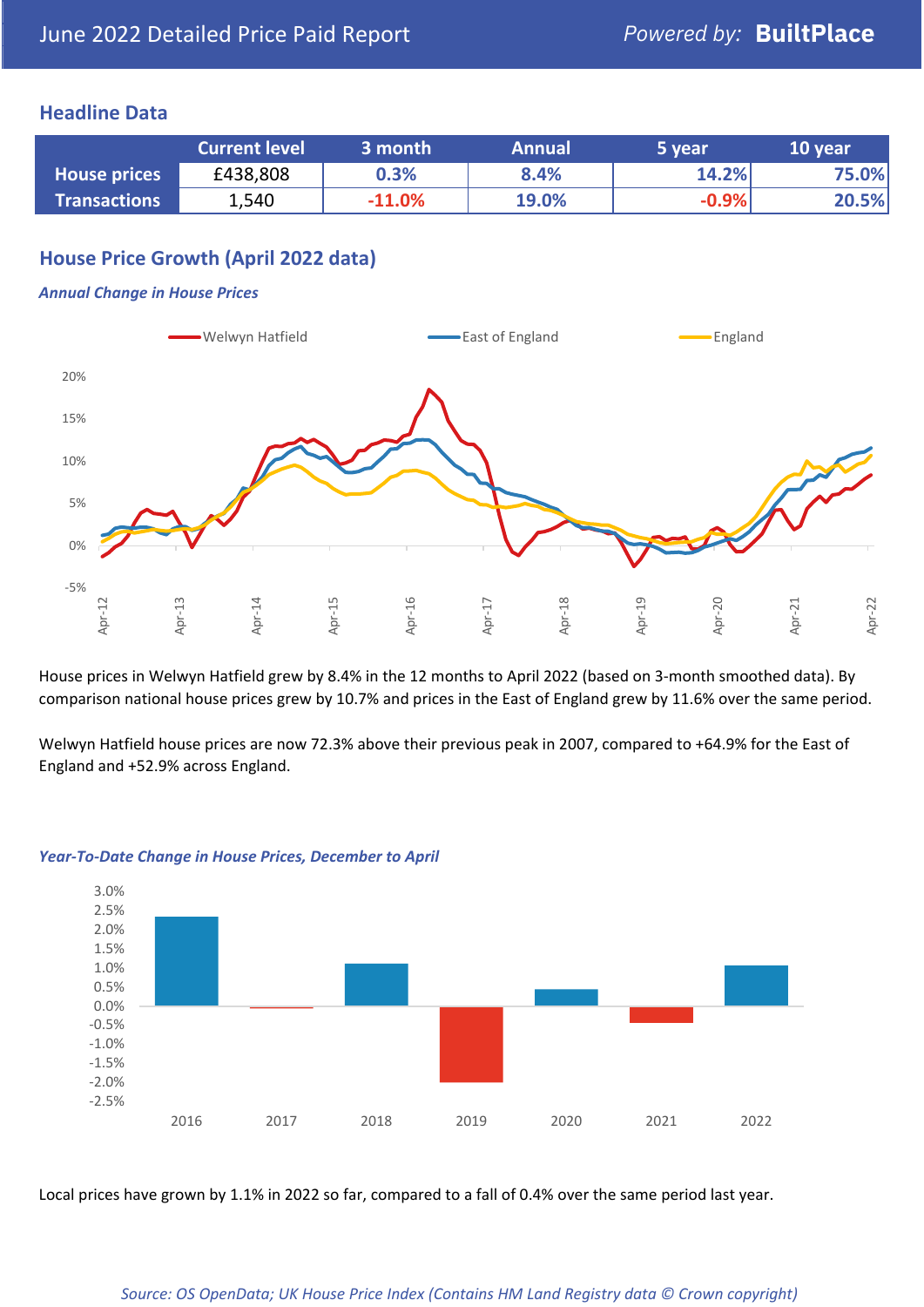June 2022 Detailed Price Paid Report

*Powered by:* **BuiltPlace**

## Headline Data

| | Current level | 3 month | Annual | 5 year | 10 year |
|---|---|---|---|---|---|
| **House prices** | £438,808 | 0.3% | 8.4% | 14.2% | 75.0% |
| **Transactions** | 1,540 | -11.0% | 19.0% | -0.9% | 20.5% |

## House Price Growth (April 2022 data)

***Annual Change in House Prices***

House prices in Welwyn Hatfield grew by 8.4% in the 12 months to April 2022 (based on 3-month smoothed data). By comparison national house prices grew by 10.7% and prices in the East of England grew by 11.6% over the same period.

Welwyn Hatfield house prices are now 72.3% above their previous peak in 2007, compared to +64.9% for the East of England and +52.9% across England.

***Year-To-Date Change in House Prices, December to April***

Local prices have grown by 1.1% in 2022 so far, compared to a fall of 0.4% over the same period last year.

*Source: OS OpenData; UK House Price Index (Contains HM Land Registry data © Crown copyright)*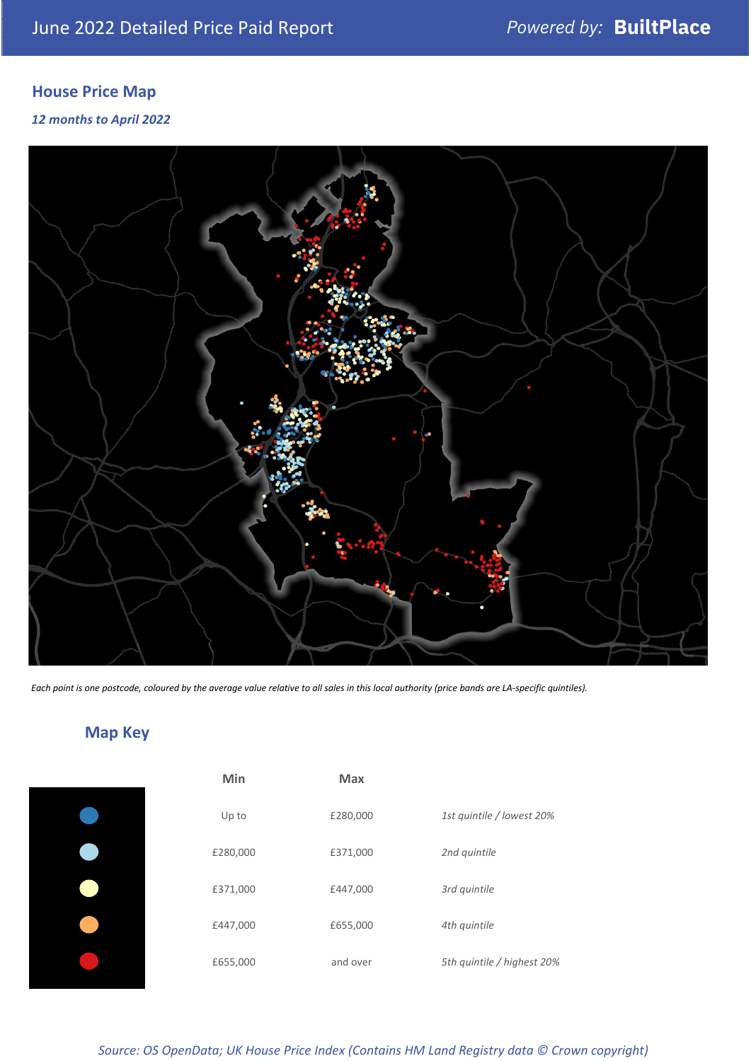## House Price Map

*12 months to April 2022*

*Each point is one postcode, coloured by the average value relative to all sales in this local authority (price bands are LA-specific quintiles).*

## Map Key

| | Min | Max | |
|---|---|---|---|
| 1st quintile (dark blue) | Up to | £280,000 | *1st quintile / lowest 20%* |
| 2nd quintile (light blue) | £280,000 | £371,000 | *2nd quintile* |
| 3rd quintile (pale yellow) | £371,000 | £447,000 | *3rd quintile* |
| 4th quintile (orange) | £447,000 | £655,000 | *4th quintile* |
| 5th quintile (red) | £655,000 | and over | *5th quintile / highest 20%* |

*Source: OS OpenData; UK House Price Index (Contains HM Land Registry data © Crown copyright)*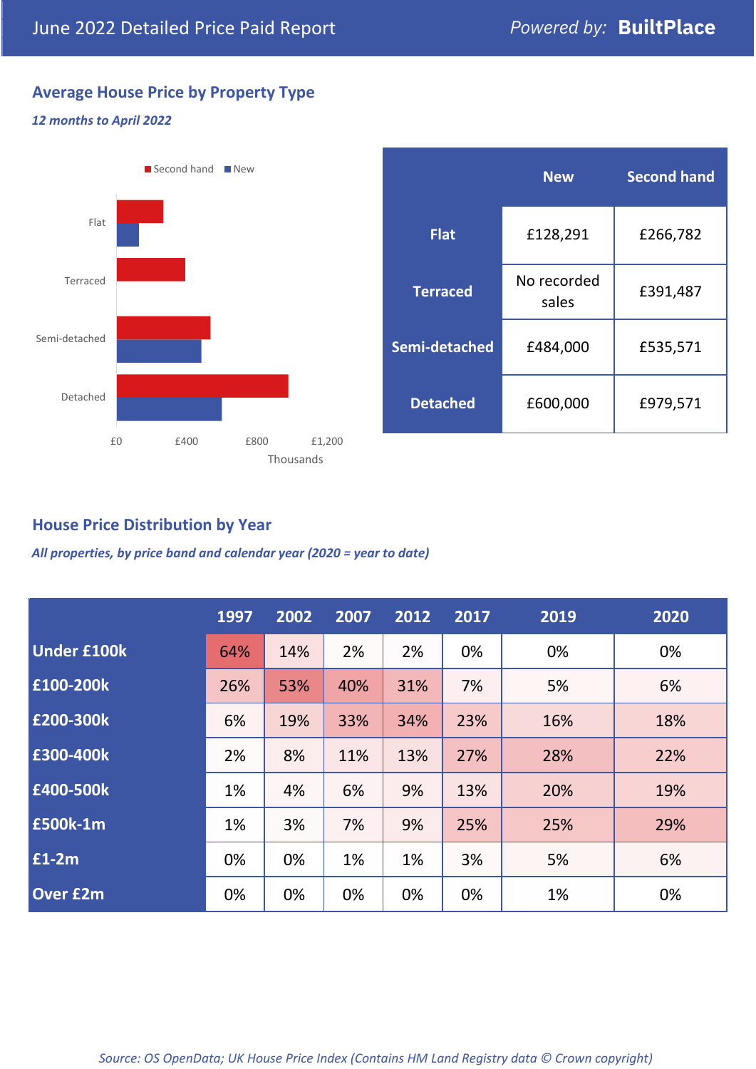June 2022 Detailed Price Paid Report

*Powered by:* **BuiltPlace**

## Average House Price by Property Type

***12 months to April 2022***

| | New | Second hand |
|---|---|---|
| **Flat** | £128,291 | £266,782 |
| **Terraced** | No recorded sales | £391,487 |
| **Semi-detached** | £484,000 | £535,571 |
| **Detached** | £600,000 | £979,571 |

## House Price Distribution by Year

***All properties, by price band and calendar year (2020 = year to date)***

| | 1997 | 2002 | 2007 | 2012 | 2017 | 2019 | 2020 |
|---|---|---|---|---|---|---|---|
| **Under £100k** | 64% | 14% | 2% | 2% | 0% | 0% | 0% |
| **£100-200k** | 26% | 53% | 40% | 31% | 7% | 5% | 6% |
| **£200-300k** | 6% | 19% | 33% | 34% | 23% | 16% | 18% |
| **£300-400k** | 2% | 8% | 11% | 13% | 27% | 28% | 22% |
| **£400-500k** | 1% | 4% | 6% | 9% | 13% | 20% | 19% |
| **£500k-1m** | 1% | 3% | 7% | 9% | 25% | 25% | 29% |
| **£1-2m** | 0% | 0% | 1% | 1% | 3% | 5% | 6% |
| **Over £2m** | 0% | 0% | 0% | 0% | 0% | 1% | 0% |

*Source: OS OpenData; UK House Price Index (Contains HM Land Registry data © Crown copyright)*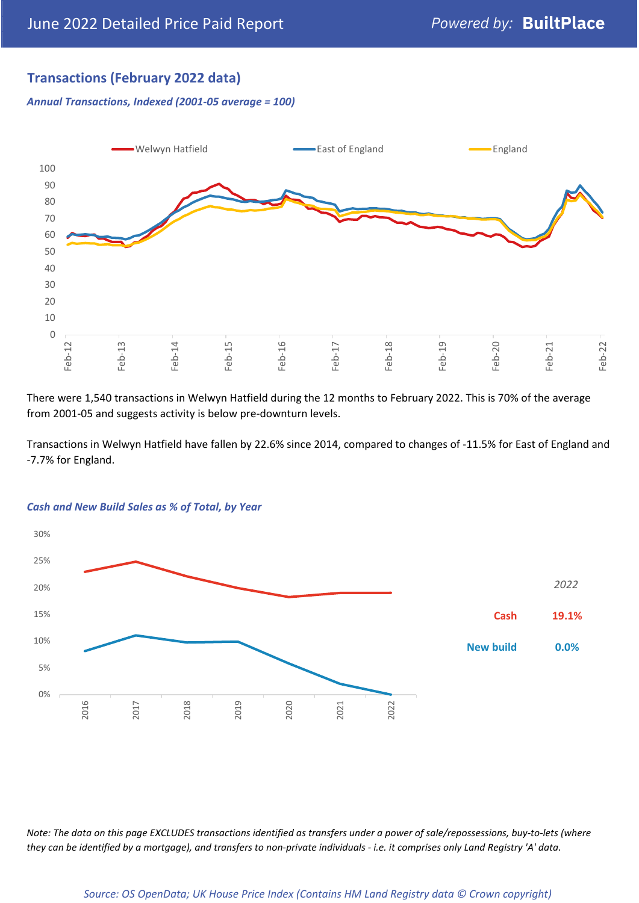## Transactions (February 2022 data)

### *Annual Transactions, Indexed (2001-05 average = 100)*

There were 1,540 transactions in Welwyn Hatfield during the 12 months to February 2022. This is 70% of the average from 2001-05 and suggests activity is below pre-downturn levels.

Transactions in Welwyn Hatfield have fallen by 22.6% since 2014, compared to changes of -11.5% for East of England and -7.7% for England.

### *Cash and New Build Sales as % of Total, by Year*

| *2022* | |
|---|---|
| Cash | 19.1% |
| New build | 0.0% |

*Note: The data on this page EXCLUDES transactions identified as transfers under a power of sale/repossessions, buy-to-lets (where they can be identified by a mortgage), and transfers to non-private individuals - i.e. it comprises only Land Registry 'A' data.*

*Source: OS OpenData; UK House Price Index (Contains HM Land Registry data © Crown copyright)*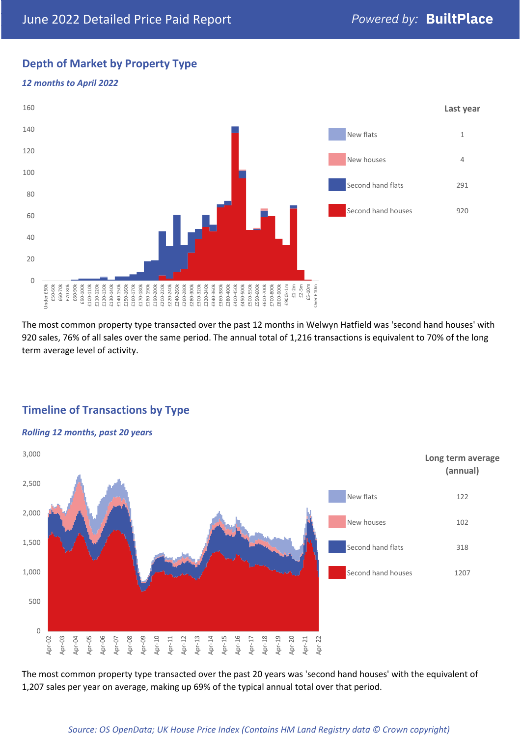# June 2022 Detailed Price Paid Report

Powered by: **BuiltPlace**

## Depth of Market by Property Type

*12 months to April 2022*

160
140
120
100
80
60
40
20
0

Under £50k, £50-60k, £60-70k, £70-80k, £80-90k, £90-100k, £100-110k, £110-120k, £120-130k, £130-140k, £140-150k, £150-160k, £160-170k, £170-180k, £180-190k, £190-200k, £200-220k, £220-240k, £240-260k, £260-280k, £280-300k, £300-320k, £320-340k, £340-360k, £360-380k, £380-400k, £400-450k, £450-500k, £500-550k, £550-600k, £600-700k, £700-800k, £800-900k, £900k-1m, £1-2m, £2-5m, £5-10m, Over £10m

**Last year**

New flats 1
New houses 4
Second hand flats 291
Second hand houses 920

The most common property type transacted over the past 12 months in Welwyn Hatfield was 'second hand houses' with 920 sales, 76% of all sales over the same period. The annual total of 1,216 transactions is equivalent to 70% of the long term average level of activity.

## Timeline of Transactions by Type

*Rolling 12 months, past 20 years*

3,000
2,500
2,000
1,500
1,000
500
0

Apr-02, Apr-03, Apr-04, Apr-05, Apr-06, Apr-07, Apr-08, Apr-09, Apr-10, Apr-11, Apr-12, Apr-13, Apr-14, Apr-15, Apr-16, Apr-17, Apr-18, Apr-19, Apr-20, Apr-21, Apr-22

**Long term average (annual)**

New flats 122
New houses 102
Second hand flats 318
Second hand houses 1207

The most common property type transacted over the past 20 years was 'second hand houses' with the equivalent of 1,207 sales per year on average, making up 69% of the typical annual total over that period.

*Source: OS OpenData; UK House Price Index (Contains HM Land Registry data © Crown copyright)*